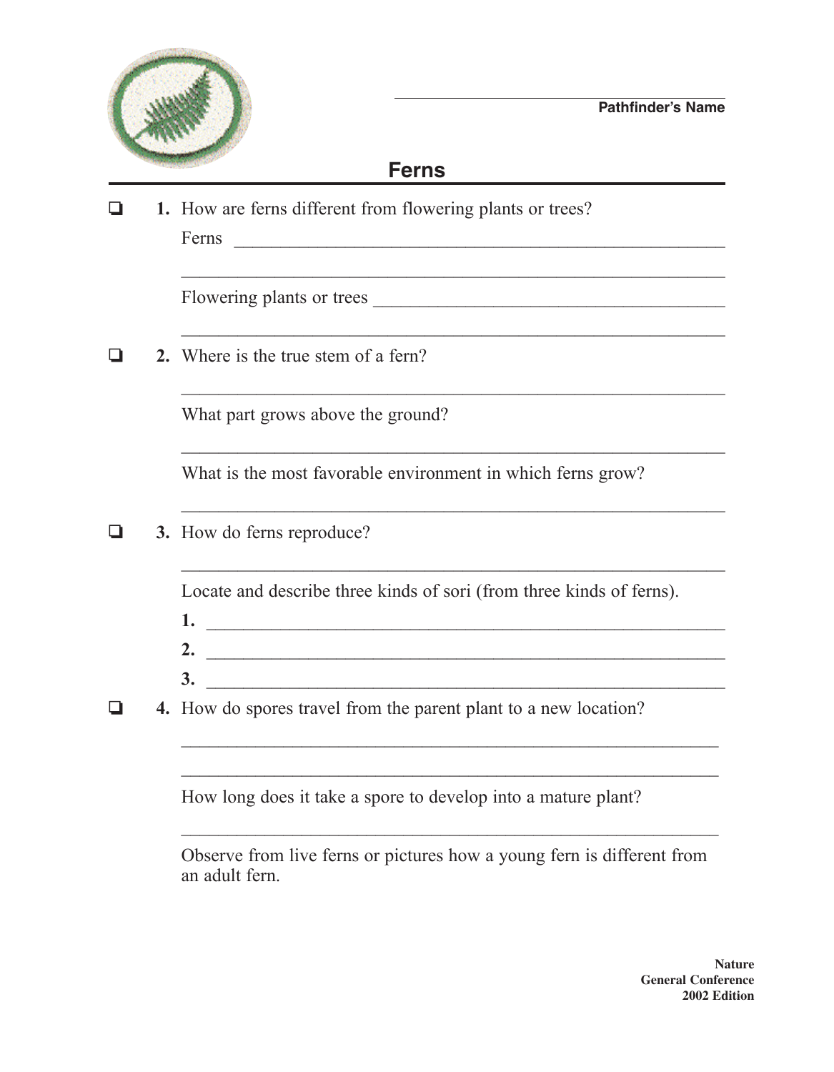Pathfinder's Name: ______________________________

# Ferns

❏ **1.** How are ferns different from flowering plants or trees?

Ferns ________________________________________________

________________________________________________

Flowering plants or trees ________________________________________________

________________________________________________

❏ **2.** Where is the true stem of a fern?

________________________________________________

What part grows above the ground?

________________________________________________

What is the most favorable environment in which ferns grow?

________________________________________________

❏ **3.** How do ferns reproduce?

________________________________________________

Locate and describe three kinds of sori (from three kinds of ferns).

**1.** ________________________________________________

**2.** ________________________________________________

**3.** ________________________________________________

❏ **4.** How do spores travel from the parent plant to a new location?

________________________________________________

________________________________________________

How long does it take a spore to develop into a mature plant?

________________________________________________

Observe from live ferns or pictures how a young fern is different from an adult fern.

**Nature**
**General Conference**
**2002 Edition**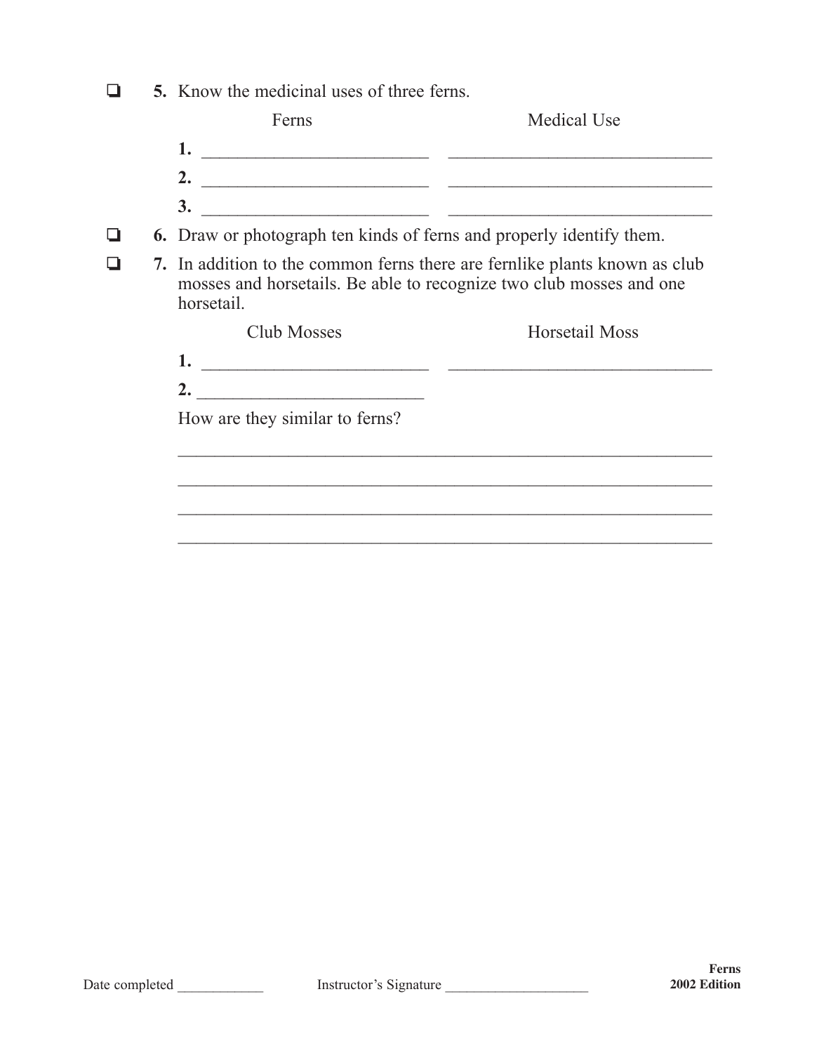❑ **5.** Know the medicinal uses of three ferns.

| Ferns | Medical Use |
|---|---|
| **1.** ____________________ | ______________________ |
| **2.** ____________________ | ______________________ |
| **3.** ____________________ | ______________________ |

❑ **6.** Draw or photograph ten kinds of ferns and properly identify them.

❑ **7.** In addition to the common ferns there are fernlike plants known as club mosses and horsetails. Be able to recognize two club mosses and one horsetail.

| Club Mosses | Horsetail Moss |
|---|---|
| **1.** ____________________ | ______________________ |
| **2.** ____________________ | |

How are they similar to ferns?

______________________________________________

______________________________________________

______________________________________________

______________________________________________

Date completed ____________ Instructor's Signature ____________________

**Ferns**
**2002 Edition**